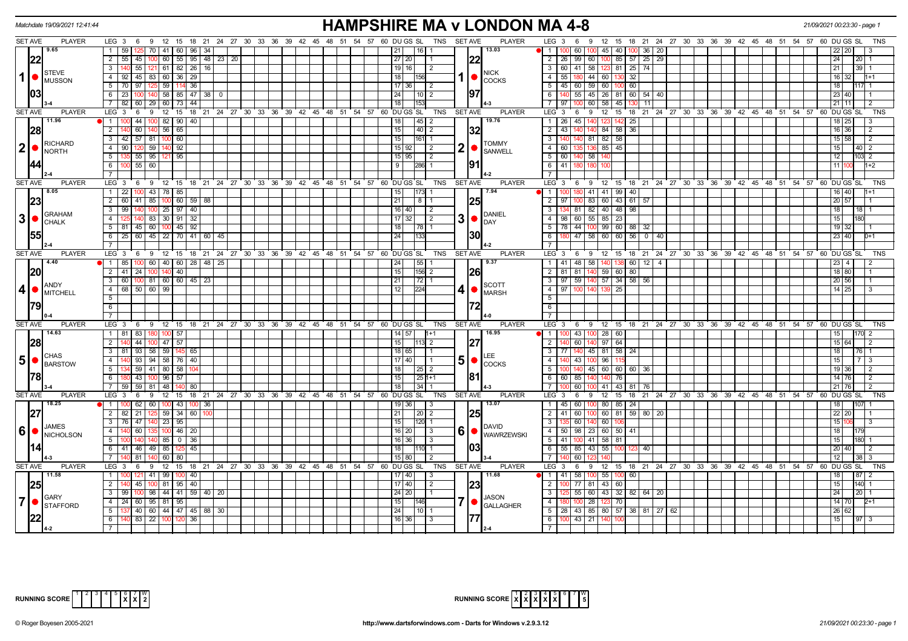Matchdate 19/09/2021 12:41:44

# HAMPSHIRE MA v LONDON MA 4-8

21/09/2021 00:23:30 - page 1

## Match 1: STEVE MUSSON (9.65, 22.03, 3-4) v NICK COCKS (13.03, 22.97, 4-3)

| LEG | Steve Musson scores | DU | GS | SL | TNS | Nick Cocks scores | DU | GS | SL | TNS |
|---|---|---|---|---|---|---|---|---|---|---|
| 1 | 59 125 70 41 60 96 34 | 21 | | 16 | 1 | 100 60 100 45 40 100 36 20 | 22 | 20 | | 3 |
| 2 | 55 45 100 60 55 95 48 23 20 | 27 | 20 | | 1 | 26 99 60 100 85 57 25 29 | 24 | | 20 | 1 |
| 3 | 140 55 121 61 82 26 16 | 19 | 16 | | 2 | 60 41 58 123 81 25 74 | 21 | | 39 | 1 |
| 4 | 92 45 83 60 36 29 | 18 | | 156 | | 55 180 44 60 130 32 | 16 | 32 | | 1+1 |
| 5 | 70 97 125 59 114 36 | 17 | 36 | | 2 | 45 60 59 60 100 60 | 18 | | 117 | 1 |
| 6 | 23 100 140 58 85 47 38 0 | 24 | | 10 | 2 | 140 55 45 26 81 60 54 40 | 23 | 40 | | 1 |
| 7 | 82 60 29 60 73 44 | 18 | | 153 | | 97 100 60 58 45 130 11 | 21 | 11 | | 2 |

## Match 2: RICHARD NORTH (11.96, 28.44, 2-4) v TOMMY SANWELL (19.76, 32.91, 4-2)

| LEG | Richard North scores | DU | GS | SL | TNS | Tommy Sanwell scores | DU | GS | SL | TNS |
|---|---|---|---|---|---|---|---|---|---|---|
| 1 | 100 44 100 82 90 40 | 18 | | 45 | 2 | 26 45 140 123 142 25 | 18 | 25 | | 3 |
| 2 | 140 60 140 56 65 | 15 | | 40 | 2 | 43 140 140 84 58 36 | 16 | 36 | | 2 |
| 3 | 42 57 81 100 60 | 15 | | 161 | 1 | 140 140 81 82 58 | 15 | 58 | | 2 |
| 4 | 90 120 59 140 92 | 15 | 92 | | 2 | 60 135 136 85 45 | 15 | | 40 | 2 |
| 5 | 135 55 95 121 95 | 15 | 95 | | 2 | 60 140 58 140 | 12 | | 103 | 2 |
| 6 | 100 55 60 | 9 | | 286 | 1 | 41 180 180 100 | 11 | 100 | | 1+2 |

## Match 3: GRAHAM CHALK (8.05, 23.55, 2-4) v DANIEL DAY (7.94, 25.30, 4-2)

| LEG | Graham Chalk scores | DU | GS | SL | TNS | Daniel Day scores | DU | GS | SL | TNS |
|---|---|---|---|---|---|---|---|---|---|---|
| 1 | 22 100 43 78 85 | 15 | | 173 | 1 | 100 180 41 41 99 40 | 16 | 40 | | 1+1 |
| 2 | 60 41 85 100 60 59 88 | 21 | | 8 | 1 | 97 100 83 60 43 61 57 | 20 | 57 | | 1 |
| 3 | 99 140 100 25 97 40 | 16 | 40 | | 2 | 134 81 82 40 48 98 | 18 | | 18 | 1 |
| 4 | 125 140 83 30 91 32 | 17 | 32 | | 2 | 98 60 55 85 23 | 15 | | 180 | |
| 5 | 81 45 60 100 45 92 | 18 | | 78 | 1 | 78 44 100 99 60 88 32 | 19 | 32 | | 1 |
| 6 | 25 60 45 22 70 41 60 45 | 24 | | 133 | | 180 47 58 60 60 56 0 40 | 23 | 40 | | 0+1 |

## Match 4: ANDY MITCHELL (4.40, 20.79, 0-4) v SCOTT MARSH (9.37, 26.72, 4-0)

| LEG | Andy Mitchell scores | DU | GS | SL | TNS | Scott Marsh scores | DU | GS | SL | TNS |
|---|---|---|---|---|---|---|---|---|---|---|
| 1 | 85 100 60 40 60 28 48 25 | 24 | | 55 | 1 | 41 48 58 140 138 60 12 4 | 23 | 4 | | 2 |
| 2 | 41 24 100 140 40 | 15 | | 156 | 2 | 81 81 140 59 60 80 | 18 | 80 | | 1 |
| 3 | 60 100 81 60 60 45 23 | 21 | | 72 | 1 | 97 59 140 57 34 58 56 | 20 | 56 | | 1 |
| 4 | 68 50 60 99 | 12 | | 224 | | 97 100 140 139 25 | 14 | 25 | | 3 |

## Match 5: CHAS BARSTOW (14.63, 28.78, 3-4) v LEE COCKS (16.95, 27.81, 4-3)

| LEG | Chas Barstow scores | DU | GS | SL | TNS | Lee Cocks scores | DU | GS | SL | TNS |
|---|---|---|---|---|---|---|---|---|---|---|
| 1 | 81 83 180 100 57 | 14 | 57 | | 1+1 | 100 43 100 28 60 | 15 | | 170 | 2 |
| 2 | 140 44 100 47 57 | 15 | | 113 | 2 | 140 60 140 97 64 | 15 | 64 | | 2 |
| 3 | 81 93 58 59 145 65 | 18 | 65 | | 1 | 77 140 45 81 58 24 | 18 | | 76 | 1 |
| 4 | 140 93 94 58 76 40 | 17 | 40 | | 1 | 140 43 100 96 115 | 15 | | 7 | 3 |
| 5 | 134 59 41 80 58 104 | 18 | | 25 | 2 | 100 140 45 60 60 60 36 | 19 | 36 | | 2 |
| 6 | 180 43 100 96 57 | 15 | | 25 | 1+1 | 60 85 140 140 76 | 14 | 76 | | 2 |
| 7 | 59 59 81 48 140 80 | 18 | | 34 | 1 | 100 60 100 41 43 81 76 | 21 | 76 | | 2 |

## Match 6: JAMES NICHOLSON (18.25, 27.14, 4-3) v DAVID WAWRZEWSKI (13.07, 25.03, 3-4)

| LEG | James Nicholson scores | DU | GS | SL | TNS | David Wawrzewski scores | DU | GS | SL | TNS |
|---|---|---|---|---|---|---|---|---|---|---|
| 1 | 100 62 60 100 43 100 36 | 19 | 36 | | 3 | 45 60 100 80 85 24 | 18 | | 107 | 1 |
| 2 | 82 21 125 59 34 60 100 | 21 | | 20 | 2 | 41 60 100 60 81 59 80 20 | 22 | 20 | | 1 |
| 3 | 76 47 140 23 95 | 15 | | 120 | 1 | 135 60 140 60 106 | 15 | 106 | | 3 |
| 4 | 140 60 135 100 46 20 | 16 | 20 | | 3 | 50 98 23 60 50 41 | 18 | | 179 | |
| 5 | 100 140 140 85 0 36 | 16 | 36 | | 3 | 41 100 41 58 81 | 15 | | 180 | 1 |
| 6 | 41 46 49 85 125 45 | 18 | | 110 | 1 | 55 85 43 55 100 123 40 | 20 | 40 | | 2 |
| 7 | 140 81 140 60 80 | 15 | 80 | | 2 | 140 60 123 140 | 12 | | 38 | 3 |

## Match 7: GARY STAFFORD (11.58, 25.22, 4-2) v JASON GALLAGHER (11.68, 23.77, 2-4)

| LEG | Gary Stafford scores | DU | GS | SL | TNS | Jason Gallagher scores | DU | GS | SL | TNS |
|---|---|---|---|---|---|---|---|---|---|---|
| 1 | 100 121 41 99 100 40 | 17 | 40 | | 3 | 41 58 100 55 100 60 | 18 | | 87 | 2 |
| 2 | 140 45 100 81 95 40 | 17 | 40 | | 2 | 100 77 81 43 60 | 15 | | 140 | 1 |
| 3 | 99 100 98 44 41 59 40 20 | 24 | 20 | | 1 | 125 55 60 43 32 82 64 20 | 24 | | 20 | 1 |
| 4 | 24 60 95 81 95 | 15 | | 146 | | 180 100 28 123 70 | 14 | 70 | | 2+1 |
| 5 | 137 40 60 44 47 45 88 30 | 24 | | 10 | 1 | 28 43 85 80 57 38 81 27 62 | 26 | 62 | | |
| 6 | 140 83 22 100 120 36 | 16 | 36 | | 3 | 100 43 21 140 100 | 15 | | 97 | 3 |

RUNNING SCORE (Hampshire): 1-5 –, 6 X, 7 X, W 2

RUNNING SCORE (London): 1 X, 2 X, 3 X, 4 X, 5 X, 6 –, 7 –, W 5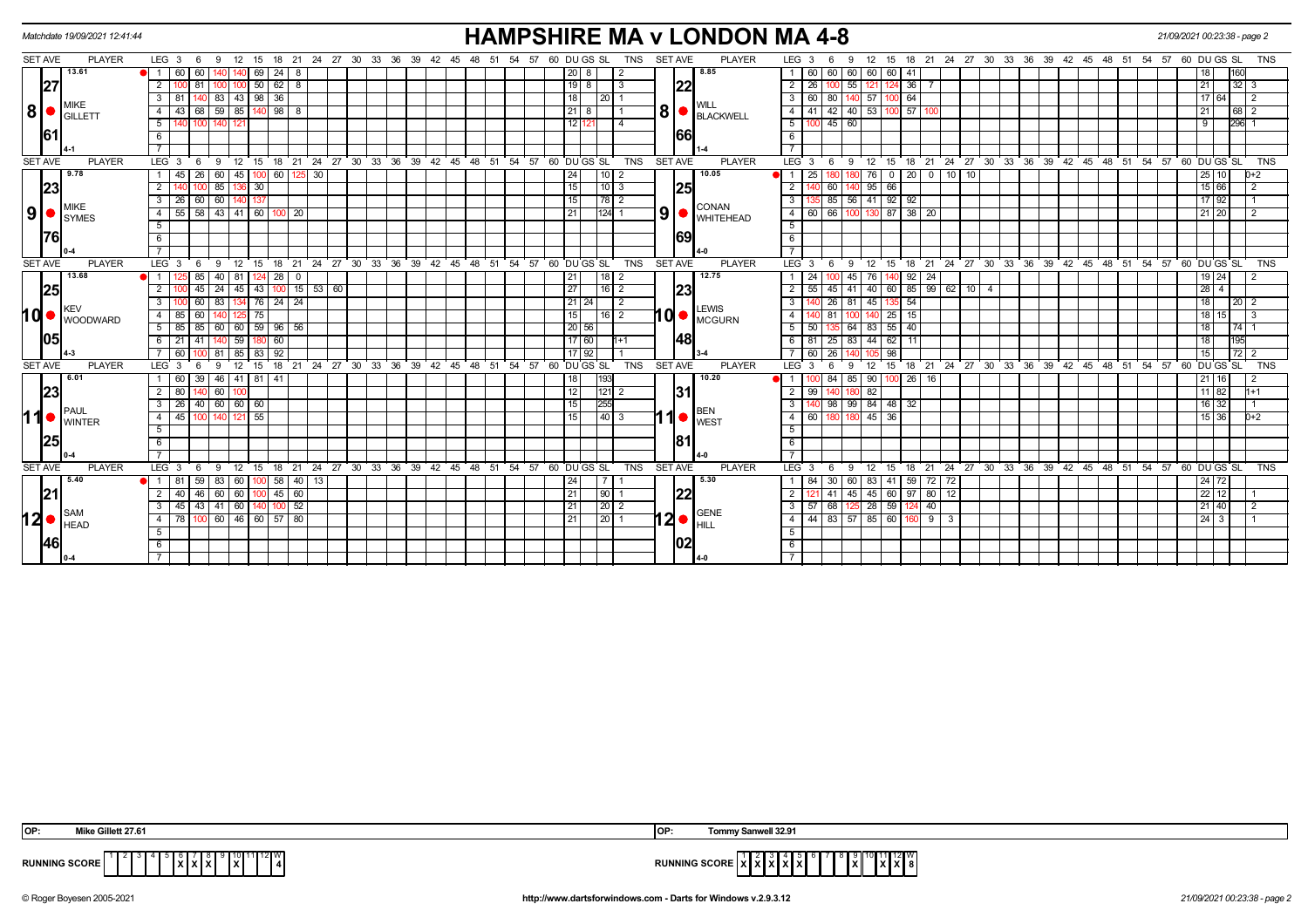# HAMPSHIRE MA v LONDON MA 4-8

Matchdate 19/09/2021 12:41:44

21/09/2021 00:23:38 - page 2

## Match 8

| SET AVE | PLAYER | LEG | Scores | DU | GS | SL | TNS |
|---|---|---|---|---|---|---|---|
| 13.61 | MIKE GILLETT | 1 | 60 60 140 140 69 24 8 | 20 | 8 | | 2 |
| 27.61 | | 2 | 100 81 100 100 50 62 8 | 19 | 8 | | 3 |
| | | 3 | 81 140 83 43 98 36 | 18 | | 20 | 1 |
| | | 4 | 43 68 59 85 140 98 8 | 21 | 8 | | 1 |
| | 4-1 | 5 | 140 100 140 121 | 12 | 121 | | 4 |

| SET AVE | PLAYER | LEG | Scores | DU | GS | SL | TNS |
|---|---|---|---|---|---|---|---|
| 8.85 | WILL BLACKWELL | 1 | 60 60 60 60 60 41 | 18 | | 160 | |
| 22.66 | | 2 | 26 100 55 121 124 36 7 | 21 | | 32 | 3 |
| | | 3 | 60 80 140 57 100 64 | 17 | 64 | | 2 |
| | | 4 | 41 42 40 53 100 57 100 | 21 | | 68 | 2 |
| | 1-4 | 5 | 100 45 60 | 9 | | 296 | 1 |

## Match 9

| SET AVE | PLAYER | LEG | Scores | DU | GS | SL | TNS |
|---|---|---|---|---|---|---|---|
| 9.78 | MIKE SYMES | 1 | 45 26 60 45 100 60 125 30 | 24 | | 10 | 2 |
| 23.76 | | 2 | 140 100 85 136 30 | 15 | | 10 | 3 |
| | | 3 | 26 60 60 140 137 | 15 | | 78 | 2 |
| | 0-4 | 4 | 55 58 43 41 60 100 20 | 21 | | 124 | 1 |

| SET AVE | PLAYER | LEG | Scores | DU | GS | SL | TNS |
|---|---|---|---|---|---|---|---|
| 10.05 | CONAN WHITEHEAD | 1 | 25 180 180 76 0 20 0 10 10 | 25 | 10 | | 0+2 |
| 25.69 | | 2 | 140 60 140 95 66 | 15 | 66 | | 2 |
| | | 3 | 135 85 56 41 92 92 | 17 | 92 | | 1 |
| | 4-0 | 4 | 60 66 100 130 87 38 20 | 21 | 20 | | 2 |

## Match 10

| SET AVE | PLAYER | LEG | Scores | DU | GS | SL | TNS |
|---|---|---|---|---|---|---|---|
| 13.68 | KEV WOODWARD | 1 | 125 85 40 81 124 28 0 | 21 | | 18 | 2 |
| 25.05 | | 2 | 100 45 24 45 43 100 15 53 60 | 27 | | 16 | 2 |
| | | 3 | 100 60 83 134 76 24 24 | 21 | 24 | | 2 |
| | | 4 | 85 60 140 125 75 | 15 | | 16 | 2 |
| | | 5 | 85 85 60 60 59 96 56 | 20 | 56 | | |
| | | 6 | 21 41 140 59 180 60 | 17 | 60 | | 1+1 |
| | 4-3 | 7 | 60 100 81 85 83 92 | 17 | 92 | | 1 |

| SET AVE | PLAYER | LEG | Scores | DU | GS | SL | TNS |
|---|---|---|---|---|---|---|---|
| 12.75 | LEWIS MCGURN | 1 | 24 100 45 76 140 92 24 | 19 | 24 | | 2 |
| 23.48 | | 2 | 55 45 41 40 60 85 99 62 10 4 | 28 | 4 | | |
| | | 3 | 140 26 81 45 135 54 | 18 | | 20 | 2 |
| | | 4 | 140 81 100 140 25 15 | 18 | 15 | | 3 |
| | | 5 | 50 135 64 83 55 40 | 18 | | 74 | 1 |
| | | 6 | 81 25 83 44 62 11 | 18 | | 195 | |
| | 3-4 | 7 | 60 26 140 105 98 | 15 | | 72 | 2 |

## Match 11

| SET AVE | PLAYER | LEG | Scores | DU | GS | SL | TNS |
|---|---|---|---|---|---|---|---|
| 6.01 | PAUL WINTER | 1 | 60 39 46 41 81 41 | 18 | | 193 | |
| 23.25 | | 2 | 80 140 60 100 | 12 | | 121 | 2 |
| | | 3 | 26 40 60 60 60 | 15 | | 255 | |
| | 0-4 | 4 | 45 100 140 121 55 | 15 | | 40 | 3 |

| SET AVE | PLAYER | LEG | Scores | DU | GS | SL | TNS |
|---|---|---|---|---|---|---|---|
| 10.20 | BEN WEST | 1 | 100 84 85 90 100 26 16 | 21 | 16 | | 2 |
| 31.81 | | 2 | 99 140 180 82 | 11 | 82 | | 1+1 |
| | | 3 | 140 98 99 84 48 32 | 16 | 32 | | 1 |
| | 4-0 | 4 | 60 180 180 45 36 | 15 | 36 | | 0+2 |

## Match 12

| SET AVE | PLAYER | LEG | Scores | DU | GS | SL | TNS |
|---|---|---|---|---|---|---|---|
| 5.40 | SAM HEAD | 1 | 81 59 83 60 100 58 40 13 | 24 | | 7 | 1 |
| 21.46 | | 2 | 40 46 60 60 100 45 60 | 21 | | 90 | 1 |
| | | 3 | 45 43 41 60 140 100 52 | 21 | | 20 | 2 |
| | 0-4 | 4 | 78 100 60 46 60 57 80 | 21 | | 20 | 1 |

| SET AVE | PLAYER | LEG | Scores | DU | GS | SL | TNS |
|---|---|---|---|---|---|---|---|
| 5.30 | GENE HILL | 1 | 84 30 60 83 41 59 72 72 | 24 | 72 | | |
| 22.02 | | 2 | 121 41 45 45 60 97 80 12 | 22 | 12 | | 1 |
| | | 3 | 57 68 125 28 59 124 40 | 21 | 40 | | 2 |
| | 4-0 | 4 | 44 83 57 85 60 160 9 3 | 24 | 3 | | 1 |

OP: Mike Gillett 27.61

OP: Tommy Sanwell 32.91

| RUNNING SCORE | 1 | 2 | 3 | 4 | 5 | 6 | 7 | 8 | 9 | 10 | 11 | 12 | W |
|---|---|---|---|---|---|---|---|---|---|---|---|---|---|
| HAMPSHIRE MA | | | | | | X | X | X | | X | | | 4 |
| LONDON MA | X | X | X | X | X | | | | X | | X | X | 8 |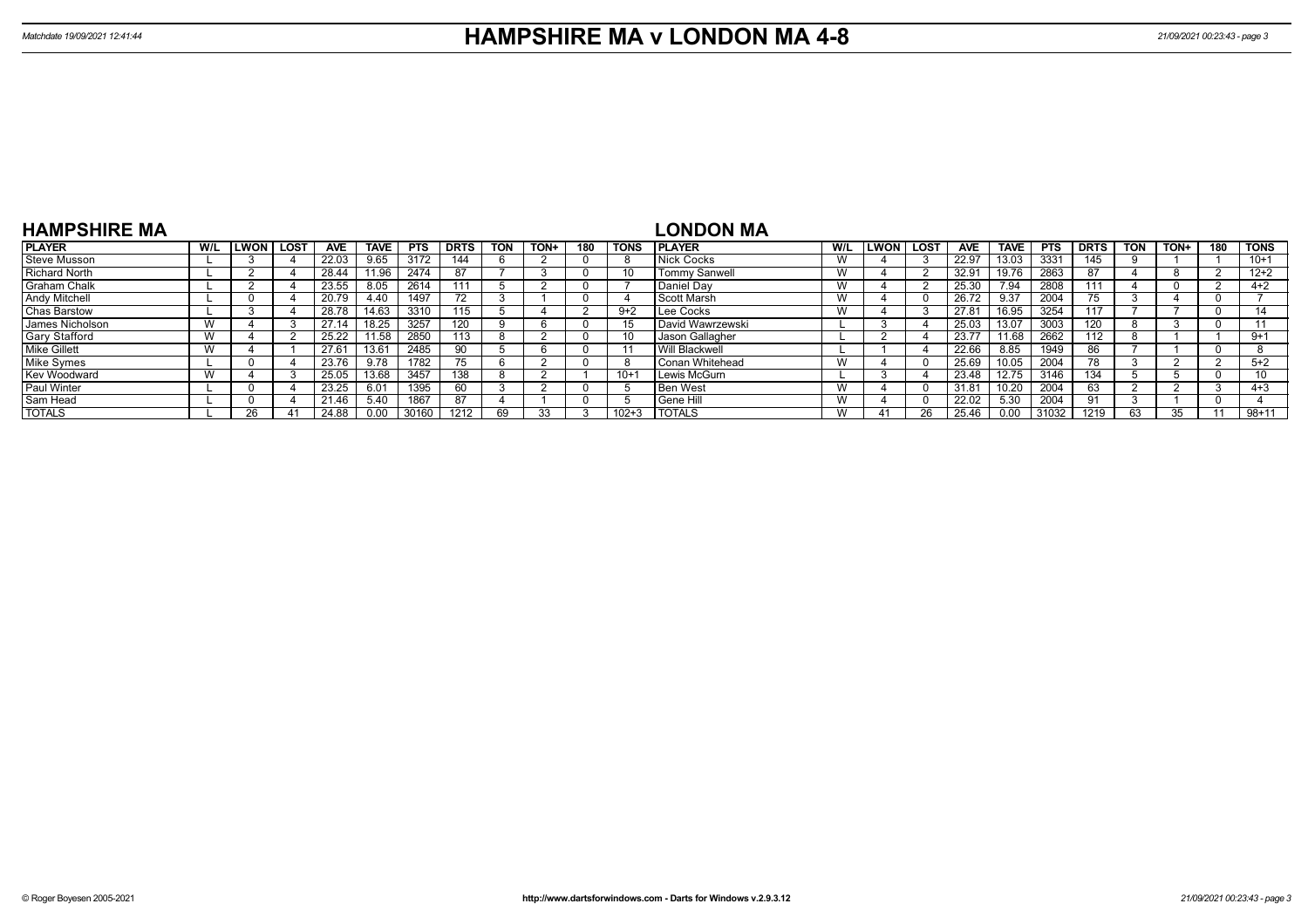# HAMPSHIRE MA v LONDON MA 4-8

Matchdate 19/09/2021 12:41:44

## HAMPSHIRE MA

| PLAYER | W/L | LWON | LOST | AVE | TAVE | PTS | DRTS | TON | TON+ | 180 | TONS |
|---|---|---|---|---|---|---|---|---|---|---|---|
| Steve Musson | L | 3 | 4 | 22.03 | 9.65 | 3172 | 144 | 6 | 2 | 0 | 8 |
| Richard North | L | 2 | 4 | 28.44 | 11.96 | 2474 | 87 | 7 | 3 | 0 | 10 |
| Graham Chalk | L | 2 | 4 | 23.55 | 8.05 | 2614 | 111 | 5 | 2 | 0 | 7 |
| Andy Mitchell | L | 0 | 4 | 20.79 | 4.40 | 1497 | 72 | 3 | 1 | 0 | 4 |
| Chas Barstow | L | 3 | 4 | 28.78 | 14.63 | 3310 | 115 | 5 | 4 | 2 | 9+2 |
| James Nicholson | W | 4 | 3 | 27.14 | 18.25 | 3257 | 120 | 9 | 6 | 0 | 15 |
| Gary Stafford | W | 4 | 2 | 25.22 | 11.58 | 2850 | 113 | 8 | 2 | 0 | 10 |
| Mike Gillett | W | 4 | 1 | 27.61 | 13.61 | 2485 | 90 | 5 | 6 | 0 | 11 |
| Mike Symes | L | 0 | 4 | 23.76 | 9.78 | 1782 | 75 | 6 | 2 | 0 | 8 |
| Kev Woodward | W | 4 | 3 | 25.05 | 13.68 | 3457 | 138 | 8 | 2 | 1 | 10+1 |
| Paul Winter | L | 0 | 4 | 23.25 | 6.01 | 1395 | 60 | 3 | 2 | 0 | 5 |
| Sam Head | L | 0 | 4 | 21.46 | 5.40 | 1867 | 87 | 4 | 1 | 0 | 5 |
| TOTALS | L | 26 | 41 | 24.88 | 0.00 | 30160 | 1212 | 69 | 33 | 3 | 102+3 |

## LONDON MA

| PLAYER | W/L | LWON | LOST | AVE | TAVE | PTS | DRTS | TON | TON+ | 180 | TONS |
|---|---|---|---|---|---|---|---|---|---|---|---|
| Nick Cocks | W | 4 | 3 | 22.97 | 13.03 | 3331 | 145 | 9 | 1 | 1 | 10+1 |
| Tommy Sanwell | W | 4 | 2 | 32.91 | 19.76 | 2863 | 87 | 4 | 8 | 2 | 12+2 |
| Daniel Day | W | 4 | 2 | 25.30 | 7.94 | 2808 | 111 | 4 | 0 | 2 | 4+2 |
| Scott Marsh | W | 4 | 0 | 26.72 | 9.37 | 2004 | 75 | 3 | 4 | 0 | 7 |
| Lee Cocks | W | 4 | 3 | 27.81 | 16.95 | 3254 | 117 | 7 | 7 | 0 | 14 |
| David Wawrzewski | L | 3 | 4 | 25.03 | 13.07 | 3003 | 120 | 8 | 3 | 0 | 11 |
| Jason Gallagher | L | 2 | 4 | 23.77 | 11.68 | 2662 | 112 | 8 | 1 | 1 | 9+1 |
| Will Blackwell | L | 1 | 4 | 22.66 | 8.85 | 1949 | 86 | 7 | 1 | 0 | 8 |
| Conan Whitehead | W | 4 | 0 | 25.69 | 10.05 | 2004 | 78 | 3 | 2 | 2 | 5+2 |
| Lewis McGurn | L | 3 | 4 | 23.48 | 12.75 | 3146 | 134 | 5 | 5 | 0 | 10 |
| Ben West | W | 4 | 0 | 31.81 | 10.20 | 2004 | 63 | 2 | 2 | 3 | 4+3 |
| Gene Hill | W | 4 | 0 | 22.02 | 5.30 | 2004 | 91 | 3 | 1 | 0 | 4 |
| TOTALS | W | 41 | 26 | 25.46 | 0.00 | 31032 | 1219 | 63 | 35 | 11 | 98+11 |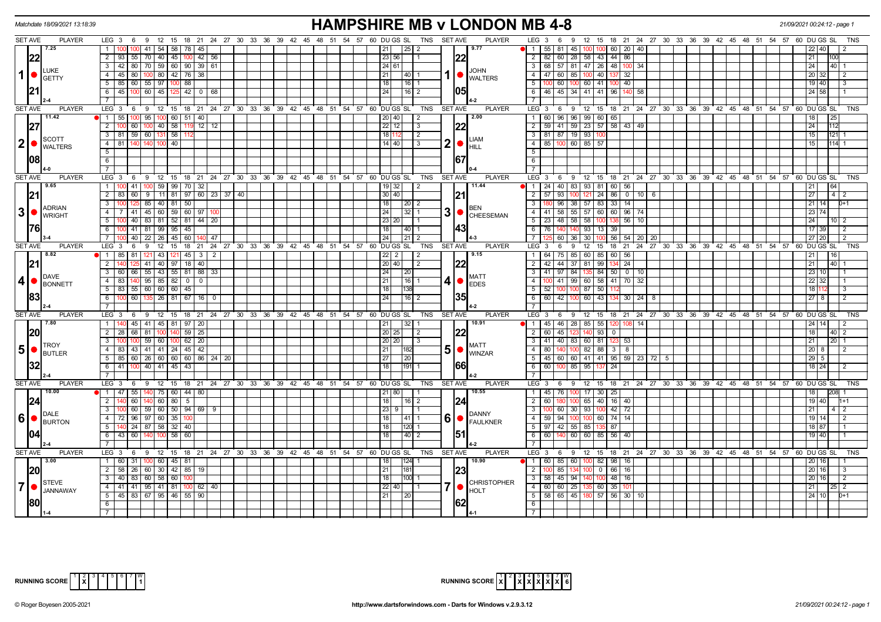Matchdate 18/09/2021 13:18:39

# HAMPSHIRE MB v LONDON MB 4-8

21/09/2021 00:24:12 - page 1

## Set 1

| SET AVE | PLAYER | LEG | Scores | DU | GS | SL | TNS |
|---|---|---|---|---|---|---|---|
| 7.25 / 22.21 | LUKE GETTY (2-4) | 1 | 100 100 41 54 58 78 45 | 21 | | 25 | 2 |
| | | 2 | 93 55 70 40 45 100 42 56 | 23 | 56 | | 1 |
| | | 3 | 42 80 70 59 60 90 39 61 | 24 | 61 | | |
| | | 4 | 45 80 100 80 42 76 38 | 21 | | 40 | 1 |
| | | 5 | 85 60 55 97 100 88 | 18 | | 16 | 1 |
| | | 6 | 45 100 60 45 125 42 0 68 | 24 | | 16 | 2 |

| SET AVE | PLAYER | LEG | Scores | DU | GS | SL | TNS |
|---|---|---|---|---|---|---|---|
| 9.77 / 22.05 | JOHN WALTERS (4-2) | 1 | 55 81 45 100 100 60 20 40 | 22 | 40 | | 2 |
| | | 2 | 82 60 28 58 43 44 86 | 21 | | 100 | |
| | | 3 | 68 57 81 47 26 48 100 34 | 24 | | 40 | 1 |
| | | 4 | 47 60 85 100 40 137 32 | 20 | 32 | | 2 |
| | | 5 | 100 60 100 60 41 100 40 | 19 | 40 | | 3 |
| | | 6 | 46 45 34 41 41 96 140 58 | 24 | 58 | | 1 |

## Set 2

| SET AVE | PLAYER | LEG | Scores | DU | GS | SL | TNS |
|---|---|---|---|---|---|---|---|
| 11.42 / 27.08 | SCOTT WALTERS (4-0) | 1 | 55 100 95 100 60 51 40 | 20 | 40 | | 2 |
| | | 2 | 100 60 100 40 58 119 12 12 | 22 | 12 | | 3 |
| | | 3 | 81 59 60 131 58 112 | 18 | 112 | | 2 |
| | | 4 | 81 140 140 100 40 | 14 | 40 | | 3 |

| SET AVE | PLAYER | LEG | Scores | DU | GS | SL | TNS |
|---|---|---|---|---|---|---|---|
| 2.00 / 22.67 | LIAM HILL (0-4) | 1 | 60 96 96 99 60 65 | 18 | | 25 | |
| | | 2 | 59 41 59 23 57 58 43 49 | 24 | | 112 | |
| | | 3 | 81 87 19 93 100 | 15 | | 121 | 1 |
| | | 4 | 85 100 60 85 57 | 15 | | 114 | 1 |

## Set 3

| SET AVE | PLAYER | LEG | Scores | DU | GS | SL | TNS |
|---|---|---|---|---|---|---|---|
| 9.65 / 21.76 | ADRIAN WRIGHT (3-4) | 1 | 100 41 100 59 99 70 32 | 19 | 32 | | 2 |
| | | 2 | 83 60 9 11 81 97 60 23 37 40 | 30 | 40 | | |
| | | 3 | 100 125 85 40 81 50 | 18 | | 20 | 2 |
| | | 4 | 7 41 45 60 59 60 97 100 | 24 | | 32 | 1 |
| | | 5 | 100 40 83 81 52 81 44 20 | 23 | 20 | | 1 |
| | | 6 | 100 41 81 99 95 45 | 18 | | 40 | 1 |
| | | 7 | 100 40 22 26 45 60 140 47 | 24 | | 21 | 2 |

| SET AVE | PLAYER | LEG | Scores | DU | GS | SL | TNS |
|---|---|---|---|---|---|---|---|
| 11.44 / 21.43 | BEN CHEESEMAN (4-3) | 1 | 24 40 83 93 81 60 56 | 21 | | 64 | |
| | | 2 | 57 93 100 121 24 86 0 10 6 | 27 | | 4 | 2 |
| | | 3 | 180 96 38 57 83 33 14 | 21 | 14 | | 0+1 |
| | | 4 | 41 58 55 57 60 60 96 74 | 23 | 74 | | |
| | | 5 | 23 48 58 58 100 138 56 10 | 24 | | 10 | 2 |
| | | 6 | 76 140 140 93 13 39 | 17 | 39 | | 2 |
| | | 7 | 125 60 36 30 100 56 54 20 20 | 27 | 20 | | 2 |

## Set 4

| SET AVE | PLAYER | LEG | Scores | DU | GS | SL | TNS |
|---|---|---|---|---|---|---|---|
| 8.82 / 21.83 | DAVE BONNETT (2-4) | 1 | 85 81 121 43 121 45 3 2 | 22 | 2 | | 2 |
| | | 2 | 140 125 41 40 97 18 40 | 20 | 40 | | 2 |
| | | 3 | 60 66 55 43 55 81 88 33 | 24 | | 20 | |
| | | 4 | 83 140 95 85 82 0 0 | 21 | | 16 | 1 |
| | | 5 | 83 55 60 60 60 45 | 18 | | 138 | |
| | | 6 | 100 60 135 26 81 67 16 0 | 24 | | 16 | 2 |

| SET AVE | PLAYER | LEG | Scores | DU | GS | SL | TNS |
|---|---|---|---|---|---|---|---|
| 9.15 / 22.35 | MATT EDES (4-2) | 1 | 64 75 85 60 85 60 56 | 21 | | 16 | |
| | | 2 | 42 44 37 81 99 134 24 | 21 | | 40 | 1 |
| | | 3 | 41 97 84 135 84 50 0 10 | 23 | 10 | | 1 |
| | | 4 | 100 41 99 60 58 41 70 32 | 22 | 32 | | 1 |
| | | 5 | 52 100 100 87 50 112 | 18 | 112 | | 3 |
| | | 6 | 60 42 100 60 43 134 30 24 8 | 27 | 8 | | 2 |

## Set 5

| SET AVE | PLAYER | LEG | Scores | DU | GS | SL | TNS |
|---|---|---|---|---|---|---|---|
| 7.80 / 20.32 | TROY BUTLER (2-4) | 1 | 140 45 41 45 81 97 20 | 21 | | 32 | 1 |
| | | 2 | 28 68 81 100 140 59 25 | 20 | 25 | | 2 |
| | | 3 | 100 100 59 60 100 62 20 | 20 | 20 | | 3 |
| | | 4 | 83 43 41 41 24 45 42 | 21 | | 182 | |
| | | 5 | 85 60 26 60 60 60 86 24 20 | 27 | | 20 | |
| | | 6 | 41 100 40 41 45 43 | 18 | | 191 | 1 |

| SET AVE | PLAYER | LEG | Scores | DU | GS | SL | TNS |
|---|---|---|---|---|---|---|---|
| 10.91 / 22.66 | MATT WINZAR (4-2) | 1 | 45 46 28 85 55 120 108 14 | 24 | 14 | | 2 |
| | | 2 | 60 45 123 140 93 0 | 18 | | 40 | 2 |
| | | 3 | 41 40 83 60 81 123 53 | 21 | | 20 | 1 |
| | | 4 | 80 140 100 82 88 3 8 | 20 | 8 | | 2 |
| | | 5 | 45 60 60 41 41 95 59 23 72 5 | 29 | 5 | | |
| | | 6 | 60 100 85 95 137 24 | 18 | 24 | | 2 |

## Set 6

| SET AVE | PLAYER | LEG | Scores | DU | GS | SL | TNS |
|---|---|---|---|---|---|---|---|
| 10.00 / 24.04 | DALE BURTON (2-4) | 1 | 47 55 140 75 60 44 80 | 21 | 80 | | 1 |
| | | 2 | 140 60 140 60 80 5 | 18 | | 16 | 2 |
| | | 3 | 100 60 59 60 50 94 69 9 | 23 | 9 | | 1 |
| | | 4 | 72 96 97 60 35 100 | 18 | | 41 | 1 |
| | | 5 | 140 24 87 58 32 40 | 18 | | 120 | 1 |
| | | 6 | 43 60 140 100 58 60 | 18 | | 40 | 2 |

| SET AVE | PLAYER | LEG | Scores | DU | GS | SL | TNS |
|---|---|---|---|---|---|---|---|
| 10.55 / 24.51 | DANNY FAULKNER (4-2) | 1 | 45 76 100 17 30 25 | 18 | | 208 | 1 |
| | | 2 | 60 180 100 65 40 16 40 | 19 | 40 | | 1+1 |
| | | 3 | 100 60 30 93 100 42 72 | 21 | | 4 | 2 |
| | | 4 | 59 94 100 100 60 74 14 | 19 | 14 | | 2 |
| | | 5 | 97 42 55 85 135 87 | 18 | 87 | | 1 |
| | | 6 | 60 140 60 60 85 56 40 | 19 | 40 | | 1 |

## Set 7

| SET AVE | PLAYER | LEG | Scores | DU | GS | SL | TNS |
|---|---|---|---|---|---|---|---|
| 3.00 / 20.80 | STEVE JANNAWAY (1-4) | 1 | 60 31 100 60 45 81 | 18 | | 124 | 1 |
| | | 2 | 58 26 60 30 42 85 19 | 21 | | 181 | |
| | | 3 | 40 83 60 58 60 100 | 18 | | 100 | 1 |
| | | 4 | 41 41 95 41 81 100 62 40 | 22 | 40 | | 1 |
| | | 5 | 45 83 67 95 46 55 90 | 21 | | 20 | |

| SET AVE | PLAYER | LEG | Scores | DU | GS | SL | TNS |
|---|---|---|---|---|---|---|---|
| 10.90 / 23.62 | CHRISTOPHER HOLT (4-1) | 1 | 60 85 60 100 82 98 16 | 20 | 16 | | 1 |
| | | 2 | 100 85 134 100 0 66 16 | 20 | 16 | | 3 |
| | | 3 | 58 45 94 140 100 48 16 | 20 | 16 | | 2 |
| | | 4 | 60 60 25 135 60 35 101 | 21 | | 25 | 2 |
| | | 5 | 58 65 45 180 57 56 30 10 | 24 | 10 | | 0+1 |

RUNNING SCORE (Hampshire): 1 2 3 4 5 6 7 W — X in set 2 — 1

RUNNING SCORE (London): 1 2 3 4 5 6 7 W — X X X X X X — 6

© Roger Boyesen 2005-2021 http://www.dartsforwindows.com - Darts for Windows v.2.9.3.12 21/09/2021 00:24:12 - page 1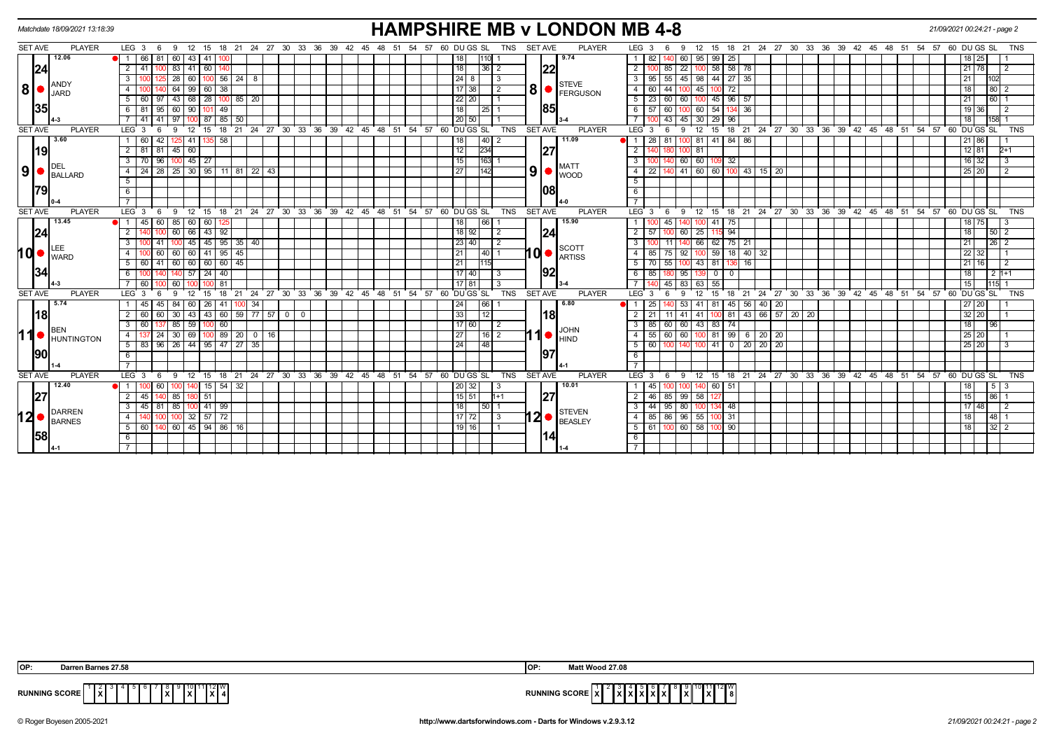Matchdate 18/09/2021 13:18:39

# HAMPSHIRE MB v LONDON MB 4-8

21/09/2021 00:24:21 - page 2

| SET AVE | PLAYER | LEG | Scores | DU | GS | SL | TNS | SET AVE | PLAYER | LEG | Scores | DU | GS | SL | TNS |
|---|---|---|---|---|---|---|---|---|---|---|---|---|---|---|---|
| 12.06 | 8 ANDY JARD | 1 | 66 81 60 43 41 100 | | 18 | 110 | 1 | 9.74 | 8 STEVE FERGUSON | 1 | 82 140 60 95 99 25 | 18 | 25 | | 1 |
| 24 | | 2 | 41 100 83 41 60 140 | | 18 | 36 | 2 | 22 | | 2 | 100 85 22 100 58 58 78 | 21 | 78 | | 2 |
| | | 3 | 100 125 28 60 100 56 24 8 | 8 | 24 | | 3 | | | 3 | 95 55 45 98 44 27 35 | | 21 | 102 | |
| 35 | | 4 | 100 140 64 99 60 38 | 38 | 17 | | 2 | 85 | | 4 | 60 44 100 45 100 72 | | 18 | 80 | 2 |
| 4-3 | | 5 | 60 97 43 68 28 100 85 20 | 20 | 22 | | 1 | 3-4 | | 5 | 23 60 60 100 45 96 57 | | 21 | 60 | 1 |
| | | 6 | 81 95 60 90 101 49 | | 18 | 25 | 1 | | | 6 | 57 60 100 60 54 134 36 | 19 | 36 | | 2 |
| | | 7 | 41 41 97 100 87 85 50 | 50 | 20 | | 1 | | | 7 | 100 43 45 30 29 96 | | 18 | 158 | 1 |
| 3.60 | 9 DEL BALLARD | 1 | 60 42 125 41 135 58 | | 18 | 40 | 2 | 11.09 | 9 MATT WOOD | 1 | 28 81 100 81 41 84 86 | 21 | 86 | | 1 |
| 19 | | 2 | 81 81 45 60 | | 12 | 234 | | 27 | | 2 | 140 180 100 81 | 12 | 81 | | 2+1 |
| | | 3 | 70 96 100 45 27 | | 15 | 163 | 1 | | | 3 | 100 140 60 60 109 32 | 16 | 32 | | 3 |
| 79 | | 4 | 24 28 25 30 95 11 81 22 43 | | 27 | 142 | | 08 | | 4 | 22 140 41 60 60 100 43 15 20 | 25 | 20 | | 2 |
| 0-4 | | | | | | | | 4-0 | | | | | | | |
| 13.45 | 10 LEE WARD | 1 | 45 60 85 60 60 125 | | 18 | 66 | 1 | 15.90 | 10 SCOTT ARTISS | 1 | 100 45 140 100 41 75 | 18 | 75 | | 3 |
| 24 | | 2 | 140 100 60 66 43 92 | 92 | 18 | | 2 | 24 | | 2 | 57 100 60 25 115 94 | | 18 | 50 | 2 |
| | | 3 | 100 41 100 45 45 95 35 40 | 40 | 23 | | 2 | | | 3 | 100 11 140 66 62 75 21 | | 21 | 26 | 2 |
| 34 | | 4 | 100 60 60 60 41 95 45 | | 21 | 40 | 1 | 92 | | 4 | 85 75 92 100 59 18 40 32 | 22 | 32 | | 1 |
| 4-3 | | 5 | 60 41 60 60 60 60 45 | | 21 | 115 | | 3-4 | | 5 | 70 55 100 43 81 136 16 | 21 | 16 | | 2 |
| | | 6 | 100 140 140 57 24 40 | 40 | 17 | | 3 | | | 6 | 85 180 95 139 0 0 | | 18 | 2 | 1+1 |
| | | 7 | 60 100 60 100 100 81 | 81 | 17 | | 3 | | | 7 | 140 45 83 63 55 | | 15 | 115 | 1 |
| 5.74 | 11 BEN HUNTINGTON | 1 | 45 45 84 60 26 41 100 34 | | 24 | 66 | 1 | 6.80 | 11 JOHN HIND | 1 | 25 140 53 41 81 45 56 40 20 | 27 | 20 | | 1 |
| 18 | | 2 | 60 60 30 43 43 60 59 77 57 0 0 | | 33 | 12 | | 18 | | 2 | 21 11 41 41 100 81 43 66 57 20 20 | 32 | 20 | | 1 |
| | | 3 | 60 137 85 59 100 60 | 60 | 17 | | 2 | | | 3 | 85 60 60 43 83 74 | | 18 | 96 | |
| 90 | | 4 | 137 24 30 69 100 89 20 0 16 | 16 | 27 | | 2 | 97 | | 4 | 55 60 60 100 81 99 6 20 20 | 25 | 20 | | 1 |
| 1-4 | | 5 | 83 96 26 44 95 47 27 35 | | 24 | 48 | | 4-1 | | 5 | 60 100 140 100 41 0 20 20 20 | 25 | 20 | | 3 |
| 12.40 | 12 DARREN BARNES | 1 | 100 60 100 140 15 54 32 | 32 | 20 | | 3 | 10.01 | 12 STEVEN BEASLEY | 1 | 45 100 100 140 60 51 | | 18 | 5 | 3 |
| 27 | | 2 | 45 140 85 180 51 | 51 | 15 | | 1+1 | 27 | | 2 | 46 85 99 58 127 | | 15 | 86 | 1 |
| | | 3 | 45 81 85 100 41 99 | | 18 | 50 | 1 | | | 3 | 44 95 80 100 134 48 | 17 | 48 | | 2 |
| 58 | | 4 | 140 100 100 32 57 72 | 72 | 17 | | 3 | 14 | | 4 | 85 86 96 55 100 31 | | 18 | 48 | 1 |
| 4-1 | | 5 | 60 140 60 45 94 86 16 | 16 | 19 | | 1 | 1-4 | | 5 | 61 100 60 58 100 90 | | 18 | 32 | 2 |

OP: Darren Barnes 27.58 | OP: Matt Wood 27.08

| RUNNING SCORE | 1 | 2 | 3 | 4 | 5 | 6 | 7 | 8 | 9 | 10 | 11 | 12 | W |
|---|---|---|---|---|---|---|---|---|---|---|---|---|---|
| Hampshire | | X | | | | | | X | | X | | X | 4 |
| London | X | | X | X | X | X | X | | X | | X | | 8 |

© Roger Boyesen 2005-2021 http://www.dartsforwindows.com - Darts for Windows v.2.9.3.12 21/09/2021 00:24:21 - page 2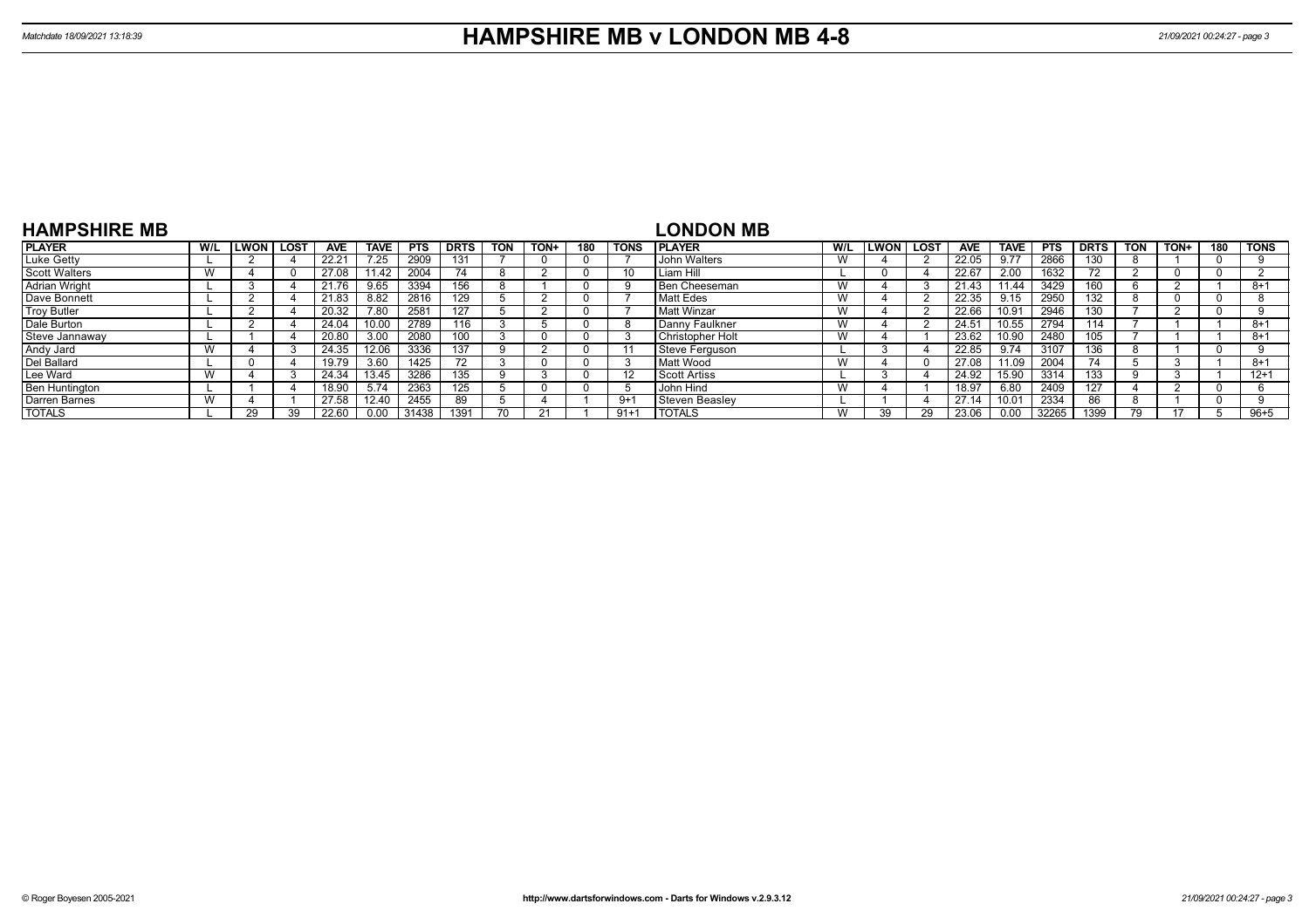# HAMPSHIRE MB v LONDON MB 4-8

Matchdate 18/09/2021 13:18:39

## HAMPSHIRE MB

| PLAYER | W/L | LWON | LOST | AVE | TAVE | PTS | DRTS | TON | TON+ | 180 | TONS |
|---|---|---|---|---|---|---|---|---|---|---|---|
| Luke Getty | L | 2 | 4 | 22.21 | 7.25 | 2909 | 131 | 7 | 0 | 0 | 7 |
| Scott Walters | W | 4 | 0 | 27.08 | 11.42 | 2004 | 74 | 8 | 2 | 0 | 10 |
| Adrian Wright | L | 3 | 4 | 21.76 | 9.65 | 3394 | 156 | 8 | 1 | 0 | 9 |
| Dave Bonnett | L | 2 | 4 | 21.83 | 8.82 | 2816 | 129 | 5 | 2 | 0 | 7 |
| Troy Butler | L | 2 | 4 | 20.32 | 7.80 | 2581 | 127 | 5 | 2 | 0 | 7 |
| Dale Burton | L | 2 | 4 | 24.04 | 10.00 | 2789 | 116 | 3 | 5 | 0 | 8 |
| Steve Jannaway | L | 1 | 4 | 20.80 | 3.00 | 2080 | 100 | 3 | 0 | 0 | 3 |
| Andy Jard | W | 4 | 3 | 24.35 | 12.06 | 3336 | 137 | 9 | 2 | 0 | 11 |
| Del Ballard | L | 0 | 4 | 19.79 | 3.60 | 1425 | 72 | 3 | 0 | 0 | 3 |
| Lee Ward | W | 4 | 3 | 24.34 | 13.45 | 3286 | 135 | 9 | 3 | 0 | 12 |
| Ben Huntington | L | 1 | 4 | 18.90 | 5.74 | 2363 | 125 | 5 | 0 | 0 | 5 |
| Darren Barnes | W | 4 | 1 | 27.58 | 12.40 | 2455 | 89 | 5 | 4 | 1 | 9+1 |
| TOTALS | L | 29 | 39 | 22.60 | 0.00 | 31438 | 1391 | 70 | 21 | | 91+1 |

## LONDON MB

| PLAYER | W/L | LWON | LOST | AVE | TAVE | PTS | DRTS | TON | TON+ | 180 | TONS |
|---|---|---|---|---|---|---|---|---|---|---|---|
| John Walters | W | 4 | 2 | 22.05 | 9.77 | 2866 | 130 | 8 | 1 | 0 | 9 |
| Liam Hill | L | 0 | 4 | 22.67 | 2.00 | 1632 | 72 | 2 | 0 | 0 | 2 |
| Ben Cheeseman | W | 4 | 3 | 21.43 | 11.44 | 3429 | 160 | 6 | 2 | 1 | 8+1 |
| Matt Edes | W | 4 | 2 | 22.35 | 9.15 | 2950 | 132 | 8 | 0 | 0 | 8 |
| Matt Winzar | W | 4 | 2 | 22.66 | 10.91 | 2946 | 130 | 7 | 2 | 0 | 9 |
| Danny Faulkner | W | 4 | 2 | 24.51 | 10.55 | 2794 | 114 | 7 | 1 | 1 | 8+1 |
| Christopher Holt | W | 4 | 1 | 23.62 | 10.90 | 2480 | 105 | 7 | 1 | 1 | 8+1 |
| Steve Ferguson | L | 3 | 4 | 22.85 | 9.74 | 3107 | 136 | 8 | 1 | 0 | 9 |
| Matt Wood | W | 4 | 0 | 27.08 | 11.09 | 2004 | 74 | 5 | 3 | 1 | 8+1 |
| Scott Artiss | L | 3 | 4 | 24.92 | 15.90 | 3314 | 133 | 9 | 3 | 1 | 12+1 |
| John Hind | W | 4 | 1 | 18.97 | 6.80 | 2409 | 127 | 4 | 2 | 0 | 6 |
| Steven Beasley | L | 1 | 4 | 27.14 | 10.01 | 2334 | 86 | 8 | 1 | 0 | 9 |
| TOTALS | W | 39 | 29 | 23.06 | 0.00 | 32265 | 1399 | 79 | 17 | 5 | 96+5 |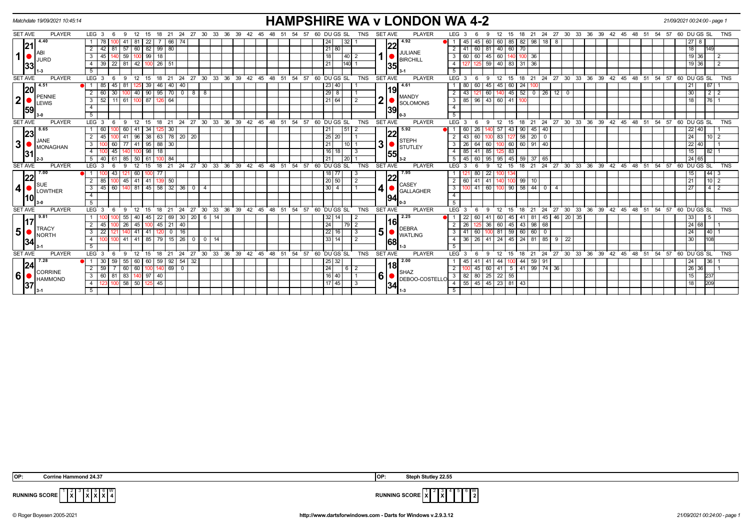Matchdate 19/09/2021 10:45:14

# HAMPSHIRE WA v LONDON WA 4-2

21/09/2021 00:24:00 - page 1

| SET | AVE | PLAYER | LEG | 3 | 6 | 9 | 12 | 15 | 18 | 21 | 24 | 27 | 30 | DU | GS | SL | TNS | SET | AVE | PLAYER | LEG | 3 | 6 | 9 | 12 | 15 | 18 | 21 | 24 | 27 | 30 | 33 | DU | GS | SL | TNS |
|---|---|---|---|---|---|---|---|---|---|---|---|---|---|---|---|---|---|---|---|---|---|---|---|---|---|---|---|---|---|---|---|---|---|---|---|---|
| 1 | 21.33 (4.40) | ABI JURD (1-3) | 1 | 78 | 100 | 41 | 81 | 22 | 7 | 66 | 74 | | | 24 | | 32 | 1 | 1 | 22.35 (4.92) | JULIANE BIRCHILL (3-1) | 1 | 45 | 45 | 60 | 60 | 85 | 82 | 98 | 18 | 8 | | | 27 | 8 | | |
| | | | 2 | 42 | 81 | 57 | 60 | 82 | 99 | 80 | | | | 21 | 80 | | | | | | 2 | 41 | 60 | 81 | 40 | 60 | 70 | | | | | | 18 | | 149 | |
| | | | 3 | 45 | 140 | 59 | 100 | 99 | 18 | | | | | 18 | | 40 | 2 | | | | 3 | 60 | 60 | 45 | 60 | 140 | 100 | 36 | | | | | 19 | 36 | | 2 |
| | | | 4 | 39 | 22 | 81 | 42 | 100 | 26 | 51 | | | | 21 | | 140 | 1 | | | | 4 | 127 | 125 | 59 | 40 | 83 | 31 | 36 | | | | | 19 | 36 | | 2 |
| 2 | 20.59 (4.51) | PENNIE LEWIS (3-0) | 1 | 85 | 45 | 81 | 125 | 39 | 46 | 40 | 40 | | | 23 | 40 | | 1 | 2 | 19.39 (4.61) | MANDY SOLOMONS (0-3) | 1 | 80 | 60 | 45 | 45 | 60 | 24 | 100 | | | | | 21 | | 87 | 1 |
| | | | 2 | 60 | 30 | 100 | 40 | 90 | 95 | 70 | 0 | 8 | 8 | 29 | 8 | | 1 | | | | 2 | 43 | 121 | 60 | 140 | 45 | 52 | 0 | 26 | 12 | 0 | | 30 | | 2 | 2 |
| | | | 3 | 52 | 11 | 61 | 100 | 87 | 126 | 64 | | | | 21 | 64 | | 2 | | | | 3 | 85 | 96 | 43 | 60 | 41 | 100 | | | | | | 18 | | 76 | 1 |
| 3 | 23.31 (8.65) | JANE MONAGHAN (2-3) | 1 | 60 | 100 | 60 | 41 | 34 | 125 | 30 | | | | 21 | | 51 | 2 | 3 | 22.55 (5.92) | STEPH STUTLEY (3-2) | 1 | 60 | 26 | 140 | 57 | 43 | 90 | 45 | 40 | | | | 22 | 40 | | 1 |
| | | | 2 | 45 | 100 | 41 | 96 | 38 | 63 | 78 | 20 | 20 | | 25 | 20 | | 1 | | | | 2 | 43 | 60 | 100 | 83 | 127 | 58 | 20 | 0 | | | | 24 | | 10 | 2 |
| | | | 3 | 100 | 60 | 77 | 41 | 95 | 88 | 30 | | | | 21 | | 10 | 1 | | | | 3 | 26 | 64 | 60 | 100 | 60 | 60 | 91 | 40 | | | | 22 | 40 | | 1 |
| | | | 4 | 100 | 45 | 140 | 100 | 98 | 18 | | | | | 16 | 18 | | 3 | | | | 4 | 85 | 41 | 85 | 125 | 83 | | | | | | | 15 | | 82 | 1 |
| | | | 5 | 40 | 61 | 85 | 50 | 61 | 100 | 84 | | | | 21 | | 20 | 1 | | | | 5 | 45 | 60 | 95 | 95 | 45 | 59 | 37 | 65 | | | | 24 | 65 | | |
| 4 | 22.10 (7.00) | SUE LOWTHER (3-0) | 1 | 100 | 43 | 121 | 60 | 100 | 77 | | | | | 18 | 77 | | 3 | 4 | 22.94 (7.95) | CASEY GALLAGHER (0-3) | 1 | 121 | 80 | 22 | 100 | 134 | | | | | | | 15 | | 44 | 3 |
| | | | 2 | 85 | 100 | 45 | 41 | 41 | 139 | 50 | | | | 20 | 50 | | 2 | | | | 2 | 60 | 41 | 41 | 140 | 100 | 99 | 10 | | | | | 21 | | 10 | 2 |
| | | | 3 | 45 | 60 | 140 | 81 | 45 | 58 | 32 | 36 | 0 | 4 | 30 | 4 | | 1 | | | | 3 | 100 | 41 | 60 | 100 | 90 | 58 | 44 | 0 | 4 | | | 27 | | 4 | 2 |
| 5 | 17.34 (9.81) | TRACY NORTH (3-1) | 1 | 100 | 100 | 55 | 40 | 45 | 22 | 69 | 30 | 20 | 6, 14 | 32 | 14 | | 2 | 5 | 16.68 (2.25) | DEBRA WATLING (1-3) | 1 | 22 | 60 | 41 | 60 | 45 | 41 | 81 | 45 | 46 | 20 | 35 | 33 | | 5 | |
| | | | 2 | 45 | 100 | 26 | 45 | 100 | 45 | 21 | 40 | | | 24 | | 79 | 2 | | | | 2 | 26 | 125 | 36 | 60 | 45 | 43 | 98 | 68 | | | | 24 | 68 | | 1 |
| | | | 3 | 22 | 121 | 140 | 41 | 41 | 120 | 0 | 16 | | | 22 | 16 | | 3 | | | | 3 | 41 | 60 | 100 | 81 | 59 | 60 | 60 | 0 | | | | 24 | | 40 | 1 |
| | | | 4 | 100 | 100 | 41 | 41 | 85 | 79 | 15 | 26 | 0 | 0, 14 | 33 | 14 | | 2 | | | | 4 | 36 | 26 | 41 | 24 | 45 | 24 | 81 | 85 | 9 | 22 | | 30 | | 108 | |
| 6 | 24.37 (7.28) | CORRINE HAMMOND (3-1) | 1 | 30 | 59 | 55 | 60 | 60 | 59 | 92 | 54 | 32 | | 25 | 32 | | | 6 | 18.34 (2.00) | SHAZ DEBOO-COSTELLO (1-3) | 1 | 45 | 41 | 41 | 44 | 100 | 44 | 59 | 91 | | | | 24 | | 36 | 1 |
| | | | 2 | 59 | 7 | 60 | 60 | 100 | 140 | 69 | 0 | | | 24 | | 6 | 2 | | | | 2 | 100 | 45 | 60 | 41 | 5 | 41 | 99 | 74 | 36 | | | 26 | 36 | | 1 |
| | | | 3 | 60 | 81 | 83 | 140 | 97 | 40 | | | | | 16 | 40 | | 1 | | | | 3 | 82 | 80 | 25 | 22 | 55 | | | | | | | 15 | | 237 | |
| | | | 4 | 123 | 100 | 58 | 50 | 125 | 45 | | | | | 17 | 45 | | 3 | | | | 4 | 55 | 45 | 45 | 23 | 81 | 43 | | | | | | 18 | | 209 | |

OP: Corrine Hammond 24.37

OP: Steph Stutley 22.55

| RUNNING SCORE | 1 | 2 | 3 | 4 | 5 | 6 | W |
|---|---|---|---|---|---|---|---|
| HAMPSHIRE WA | | X | | X | X | X | 4 |
| LONDON WA | X | | X | | | | 2 |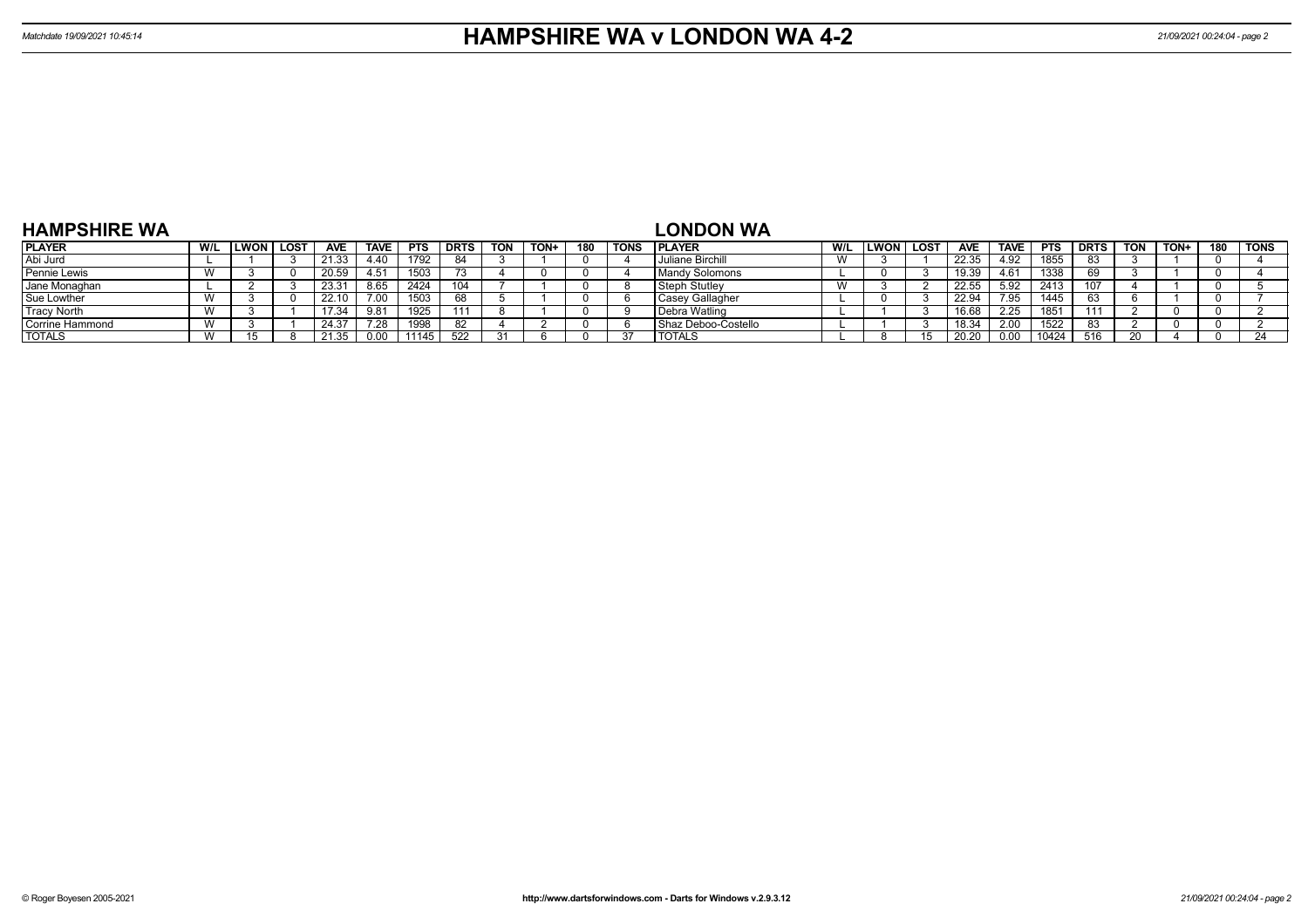# HAMPSHIRE WA v LONDON WA 4-2

Matchdate 19/09/2021 10:45:14

## HAMPSHIRE WA

| PLAYER | W/L | LWON | LOST | AVE | TAVE | PTS | DRTS | TON | TON+ | 180 | TONS |
|---|---|---|---|---|---|---|---|---|---|---|---|
| Abi Jurd | L | 1 | 3 | 21.33 | 4.40 | 1792 | 84 | 3 | 1 | 0 | 4 |
| Pennie Lewis | W | 3 | 0 | 20.59 | 4.51 | 1503 | 73 | 4 | 0 | 0 | 4 |
| Jane Monaghan | L | 2 | 3 | 23.31 | 8.65 | 2424 | 104 | 7 | 1 | 0 | 8 |
| Sue Lowther | W | 3 | 0 | 22.10 | 7.00 | 1503 | 68 | 5 | 1 | 0 | 6 |
| Tracy North | W | 3 | 1 | 17.34 | 9.81 | 1925 | 111 | 8 | 1 | 0 | 9 |
| Corrine Hammond | W | 3 | 1 | 24.37 | 7.28 | 1998 | 82 | 4 | 2 | 0 | 6 |
| TOTALS | W | 15 | 8 | 21.35 | 0.00 | 11145 | 522 | 31 | 6 | 0 | 37 |

## LONDON WA

| PLAYER | W/L | LWON | LOST | AVE | TAVE | PTS | DRTS | TON | TON+ | 180 | TONS |
|---|---|---|---|---|---|---|---|---|---|---|---|
| Juliane Birchill | W | 3 | 1 | 22.35 | 4.92 | 1855 | 83 | 3 | 1 | 0 | 4 |
| Mandy Solomons | L | 0 | 3 | 19.39 | 4.61 | 1338 | 69 | 3 | 1 | 0 | 4 |
| Steph Stutley | W | 3 | 2 | 22.55 | 5.92 | 2413 | 107 | 4 | 1 | 0 | 5 |
| Casey Gallagher | L | 0 | 3 | 22.94 | 7.95 | 1445 | 63 | 6 | 1 | 0 | 7 |
| Debra Watling | L | 1 | 3 | 16.68 | 2.25 | 1851 | 111 | 2 | 0 | 0 | 2 |
| Shaz Deboo-Costello | L | 1 | 3 | 18.34 | 2.00 | 1522 | 83 | 2 | 0 | 0 | 2 |
| TOTALS | L | 8 | 15 | 20.20 | 0.00 | 10424 | 516 | 20 | 4 | 0 | 24 |

© Roger Boyesen 2005-2021 http://www.dartsforwindows.com - Darts for Windows v.2.9.3.12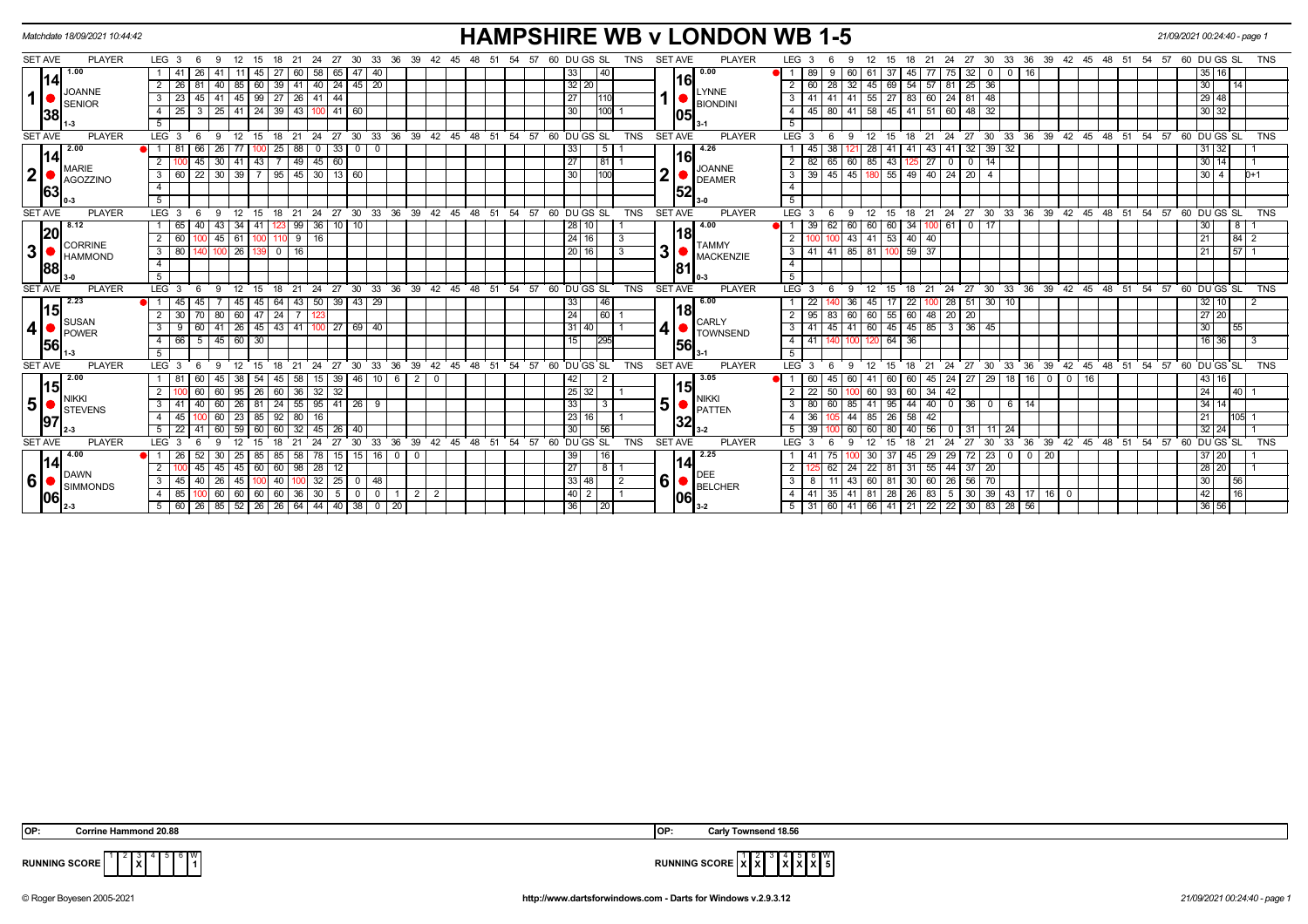Matchdate 18/09/2021 10:44:42

# HAMPSHIRE WB v LONDON WB 1-5

21/09/2021 00:24:40 - page 1

| SET | AVE | PLAYER | LEG | 3 | 6 | 9 | 12 | 15 | 18 | 21 | 24 | 27 | 30 | 33 | 36 | 39 | DU | GS | SL | TNS | SET | AVE | PLAYER | LEG | 3 | 6 | 9 | 12 | 15 | 18 | 21 | 24 | 27 | 30 | 33 | 36 | 39 | 42 | DU | GS | SL | TNS |
|---|---|---|---|---|---|---|---|---|---|---|---|---|---|---|---|---|---|---|---|---|---|---|---|---|---|---|---|---|---|---|---|---|---|---|---|---|---|---|---|---|---|---|
| 1 | 14.38 (1.00) | JOANNE SENIOR 1-3 | 1 | 41 | 26 | 41 | 11 | 45 | 27 | 60 | 58 | 65 | 47 | 40 | | | 33 | | 40 | | 1 | 16.05 (0.00) | LYNNE BIONDINI 3-1 | 1 | 89 | 9 | 60 | 61 | 37 | 45 | 77 | 75 | 32 | 0 | 0 | 16 | | | 35 | 16 | | |
| | | | 2 | 26 | 81 | 40 | 85 | 60 | 39 | 41 | 40 | 24 | 45 | 20 | | | 32 | 20 | | | | | | 2 | 60 | 28 | 32 | 45 | 69 | 54 | 57 | 81 | 25 | 36 | | | | | 30 | | 14 | |
| | | | 3 | 23 | 45 | 41 | 45 | 99 | 27 | 26 | 41 | 44 | | | | | 27 | | 110 | | | | | 3 | 41 | 41 | 41 | 55 | 27 | 83 | 60 | 24 | 81 | 48 | | | | | 29 | 48 | | |
| | | | 4 | 25 | 3 | 25 | 41 | 24 | 39 | 43 | 100 | 41 | 60 | | | | 30 | | 100 | 1 | | | | 4 | 45 | 80 | 41 | 58 | 45 | 41 | 51 | 60 | 48 | 32 | | | | | 30 | 32 | | |
| 2 | 14.63 (2.00) | MARIE AGOZZINO 0-3 | 1 | 81 | 66 | 26 | 77 | 100 | 25 | 88 | 0 | 33 | 0 | 0 | | | 33 | | 5 | 1 | 2 | 16.52 (4.26) | JOANNE DEAMER 3-0 | 1 | 45 | 38 | 121 | 28 | 41 | 41 | 43 | 41 | 32 | 39 | 32 | | | | | 31 | 32 | | 1 |
| | | | 2 | 100 | 45 | 30 | 41 | 43 | 7 | 49 | 45 | 60 | | | | | 27 | | 81 | 1 | | | | 2 | 82 | 65 | 60 | 85 | 43 | 125 | 27 | 0 | 0 | 14 | | | | | 30 | 14 | | 1 |
| | | | 3 | 60 | 22 | 30 | 39 | 7 | 95 | 45 | 30 | 13 | 60 | | | | 30 | | 100 | | | | | 3 | 39 | 45 | 45 | 180 | 55 | 49 | 40 | 24 | 20 | 4 | | | | | 30 | 4 | | 0+1 |
| 3 | 20.88 (8.12) | CORRINE HAMMOND 3-0 | 1 | 65 | 40 | 43 | 34 | 41 | 123 | 99 | 36 | 10 | 10 | | | | 28 | 10 | | 1 | 3 | 18.81 (4.00) | TAMMY MACKENZIE 0-3 | 1 | 39 | 62 | 60 | 60 | 60 | 34 | 100 | 61 | 0 | 17 | | | | | | 30 | | 8 | 1 |
| | | | 2 | 60 | 100 | 45 | 61 | 100 | 110 | 9 | 16 | | | | | | 24 | 16 | | 3 | | | | 2 | 100 | 100 | 43 | 41 | 53 | 40 | 40 | | | | | | | | 21 | | 84 | 2 |
| | | | 3 | 80 | 140 | 100 | 26 | 139 | 0 | 16 | | | | | | | 20 | 16 | | 3 | | | | 3 | 41 | 41 | 85 | 81 | 100 | 59 | 37 | | | | | | | | 21 | | 57 | 1 |
| 4 | 15.56 (2.23) | SUSAN POWER 1-3 | 1 | 45 | 45 | 7 | 45 | 45 | 64 | 43 | 50 | 39 | 43 | 29 | | | 33 | | 46 | | 4 | 18.56 (6.00) | CARLY TOWNSEND 3-1 | 1 | 22 | 140 | 36 | 45 | 17 | 22 | 100 | 28 | 51 | 30 | 10 | | | | | 32 | 10 | | 2 |
| | | | 2 | 30 | 70 | 80 | 60 | 47 | 24 | 7 | 123 | | | | | | 24 | | 60 | 1 | | | | 2 | 95 | 83 | 60 | 60 | 55 | 60 | 48 | 20 | 20 | | | | | | 27 | 20 | | |
| | | | 3 | 9 | 60 | 41 | 26 | 45 | 43 | 41 | 100 | 27 | 69 | 40 | | | 31 | 40 | | 1 | | | | 3 | 41 | 45 | 41 | 60 | 45 | 45 | 85 | 3 | 36 | 45 | | | | | 30 | | 55 | |
| | | | 4 | 66 | 5 | 45 | 60 | 30 | | | | | | | | | 15 | | 295 | | | | | 4 | 41 | 140 | 100 | 120 | 64 | 36 | | | | | | | | | 16 | 36 | | 3 |
| 5 | 15.97 (2.00) | NIKKI STEVENS 2-3 | 1 | 81 | 60 | 45 | 38 | 54 | 45 | 58 | 15 | 39 | 46 | 10 | 6 | 2 | 0 | 42 | | 2 | | 5 | 15.32 (3.05) | NIKKI PATTEN 3-2 | 1 | 60 | 45 | 60 | 41 | 60 | 60 | 45 | 24 | 27 | 29 | 18 | 16 | 0 | 0 | 16 | 43 | 16 | | |
| | | | 2 | 100 | 60 | 60 | 95 | 26 | 60 | 36 | 32 | 32 | | | | | 25 | 32 | | 1 | | | | 2 | 22 | 50 | 100 | 60 | 93 | 60 | 34 | 42 | | | | | | | 24 | | 40 | 1 |
| | | | 3 | 41 | 40 | 60 | 26 | 81 | 24 | 55 | 95 | 41 | 26 | 9 | | | 33 | | 3 | | | | | 3 | 80 | 60 | 85 | 41 | 95 | 44 | 40 | 0 | 36 | 0 | 6 | 14 | | | 34 | 14 | | |
| | | | 4 | 45 | 100 | 60 | 23 | 85 | 92 | 80 | 16 | | | | | | 23 | 16 | | 1 | | | | 4 | 36 | 105 | 44 | 85 | 26 | 58 | 42 | | | | | | | | 21 | | 105 | 1 |
| | | | 5 | 22 | 41 | 60 | 59 | 60 | 60 | 32 | 45 | 26 | 40 | | | | 30 | | 56 | | | | | 5 | 39 | 100 | 60 | 60 | 80 | 40 | 56 | 0 | 31 | 11 | 24 | | | | 32 | 24 | | 1 |
| 6 | 14.06 (4.00) | DAWN SIMMONDS 2-3 | 1 | 26 | 52 | 30 | 25 | 85 | 85 | 58 | 78 | 15 | 15 | 16 | 0 | 0 | 39 | | 16 | | 6 | 14.06 (2.25) | DEE BELCHER 3-2 | 1 | 41 | 75 | 100 | 30 | 37 | 45 | 29 | 29 | 72 | 23 | 0 | 0 | 20 | | | 37 | 20 | | 1 |
| | | | 2 | 100 | 45 | 45 | 45 | 60 | 60 | 98 | 28 | 12 | | | | | 27 | | 8 | 1 | | | | 2 | 125 | 62 | 24 | 22 | 81 | 31 | 55 | 44 | 37 | 20 | | | | | 28 | 20 | | 1 |
| | | | 3 | 45 | 40 | 26 | 45 | 100 | 40 | 100 | 32 | 25 | 0 | 48 | | | 33 | 48 | | 2 | | | | 3 | 8 | 11 | 43 | 60 | 81 | 30 | 60 | 26 | 56 | 70 | | | | | 30 | | 56 | |
| | | | 4 | 85 | 100 | 60 | 60 | 60 | 60 | 36 | 30 | 5 | 0 | 0 | 1 | 2 | 2 | 40 | 2 | 1 | | | | 4 | 41 | 35 | 41 | 81 | 28 | 26 | 83 | 5 | 30 | 39 | 43 | 17 | 16 | 0 | 42 | | 16 | |
| | | | 5 | 60 | 26 | 85 | 52 | 26 | 26 | 64 | 44 | 40 | 38 | 0 | 20 | | 36 | | 20 | | | | | 5 | 31 | 60 | 41 | 66 | 41 | 21 | 22 | 22 | 30 | 83 | 28 | 56 | | | 36 | 56 | | |

OP: Corrine Hammond 20.88

OP: Carly Townsend 18.56

RUNNING SCORE (Hampshire): 1 2 3 4 5 6 W — X at set 3 — 1

RUNNING SCORE (London): 1 2 3 4 5 6 W — X X _ X X X — 5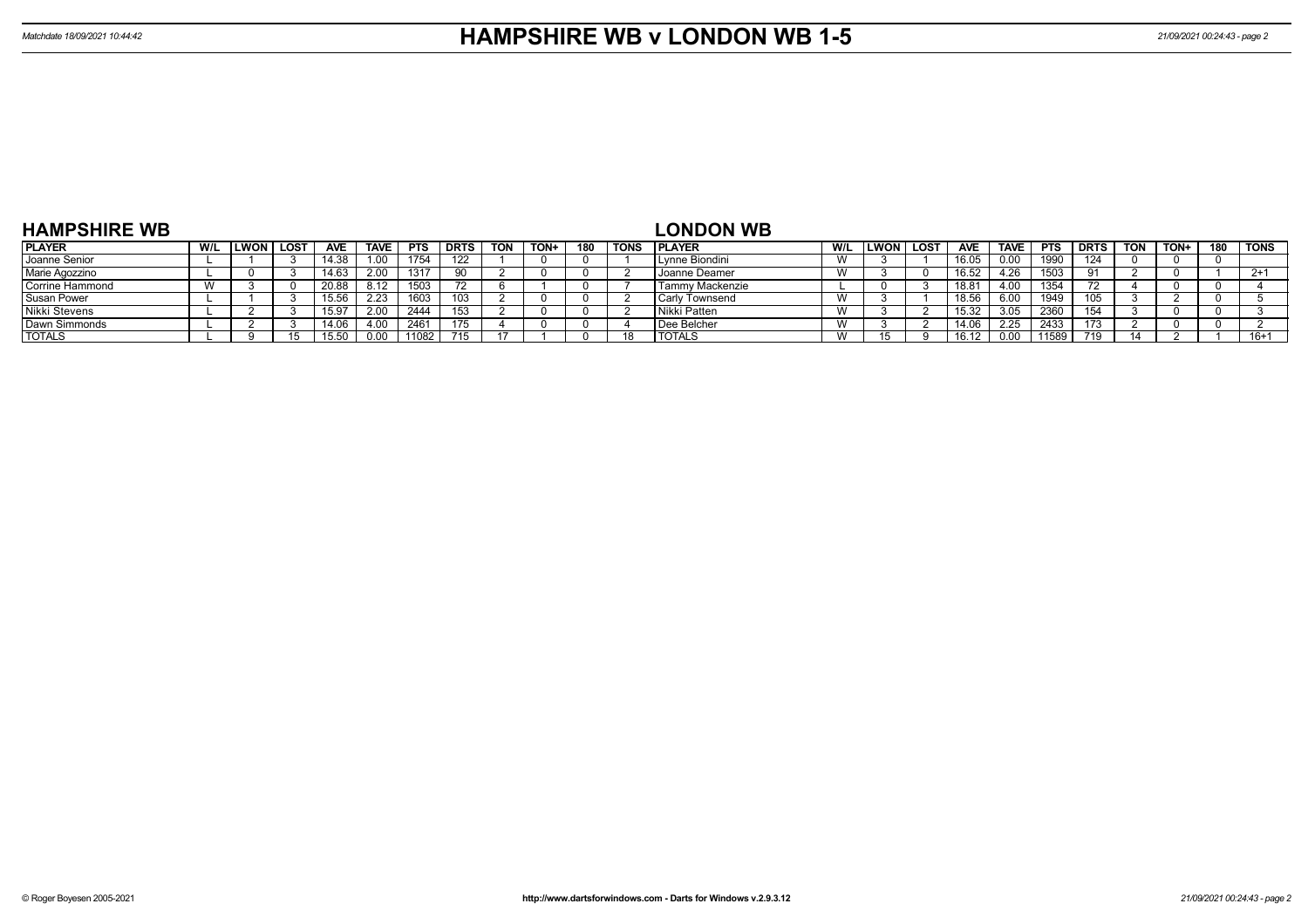# HAMPSHIRE WB v LONDON WB 1-5

Matchdate 18/09/2021 10:44:42

## HAMPSHIRE WB

| PLAYER | W/L | LWON | LOST | AVE | TAVE | PTS | DRTS | TON | TON+ | 180 | TONS |
|---|---|---|---|---|---|---|---|---|---|---|---|
| Joanne Senior | L | 1 | 3 | 14.38 | 1.00 | 1754 | 122 | 1 | 0 | 0 | 1 |
| Marie Agozzino | L | 0 | 3 | 14.63 | 2.00 | 1317 | 90 | 2 | 0 | 0 | 2 |
| Corrine Hammond | W | 3 | 0 | 20.88 | 8.12 | 1503 | 72 | 6 | 1 | 0 | 7 |
| Susan Power | L | 1 | 3 | 15.56 | 2.23 | 1603 | 103 | 2 | 0 | 0 | 2 |
| Nikki Stevens | L | 2 | 3 | 15.97 | 2.00 | 2444 | 153 | 2 | 0 | 0 | 2 |
| Dawn Simmonds | L | 2 | 3 | 14.06 | 4.00 | 2461 | 175 | 4 | 0 | 0 | 4 |
| TOTALS | L | 9 | 15 | 15.50 | 0.00 | 11082 | 715 | 17 | 1 | 0 | 18 |

## LONDON WB

| PLAYER | W/L | LWON | LOST | AVE | TAVE | PTS | DRTS | TON | TON+ | 180 | TONS |
|---|---|---|---|---|---|---|---|---|---|---|---|
| Lynne Biondini | W | 3 | 1 | 16.05 | 0.00 | 1990 | 124 | 0 | 0 | 0 | |
| Joanne Deamer | W | 3 | 0 | 16.52 | 4.26 | 1503 | 91 | 2 | 0 | 1 | 2+1 |
| Tammy Mackenzie | L | 0 | 3 | 18.81 | 4.00 | 1354 | 72 | 4 | 0 | 0 | 4 |
| Carly Townsend | W | 3 | 1 | 18.56 | 6.00 | 1949 | 105 | 3 | 2 | 0 | 5 |
| Nikki Patten | W | 3 | 2 | 15.32 | 3.05 | 2360 | 154 | 3 | 0 | 0 | 3 |
| Dee Belcher | W | 3 | 2 | 14.06 | 2.25 | 2433 | 173 | 2 | 0 | 0 | 2 |
| TOTALS | W | 15 | 9 | 16.12 | 0.00 | 11589 | 719 | 14 | 2 | 1 | 16+1 |